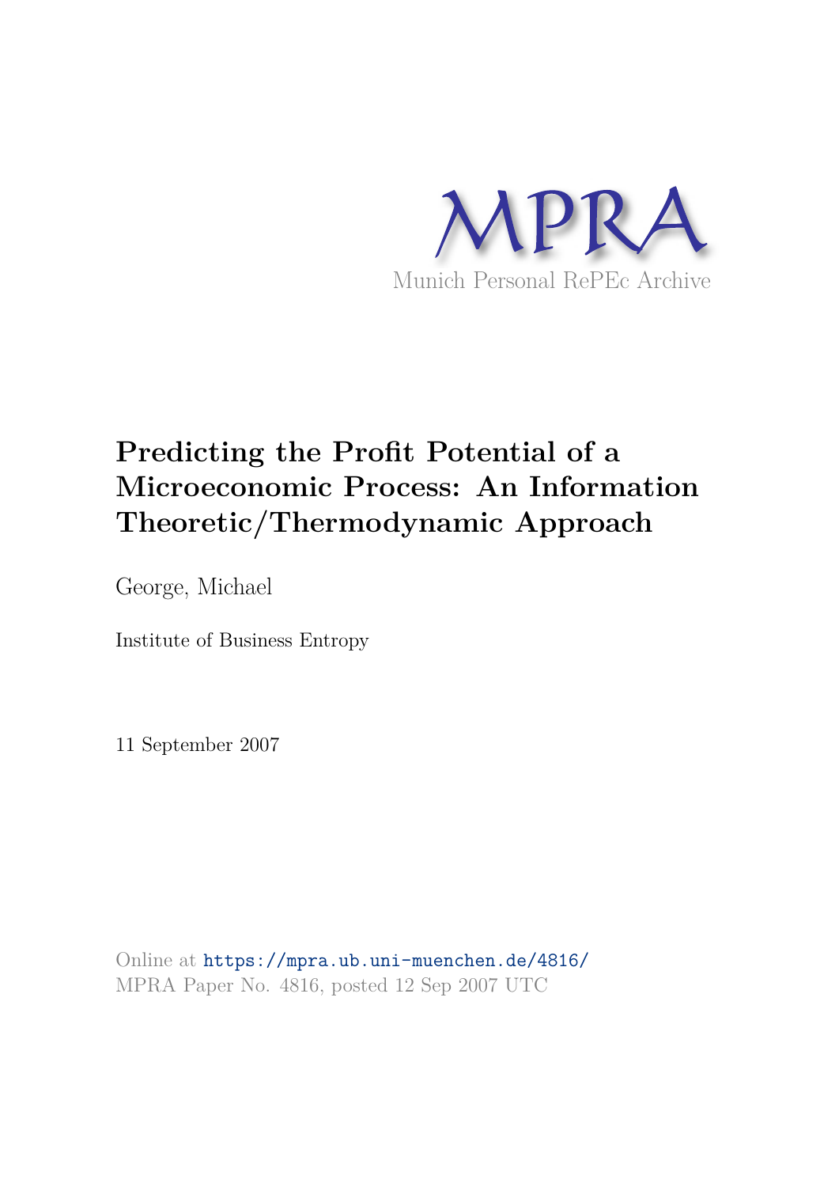MPRA

Munich Personal RePEc Archive

# Predicting the Profit Potential of a Microeconomic Process: An Information Theoretic/Thermodynamic Approach

George, Michael

Institute of Business Entropy

11 September 2007

Online at https://mpra.ub.uni-muenchen.de/4816/
MPRA Paper No. 4816, posted 12 Sep 2007 UTC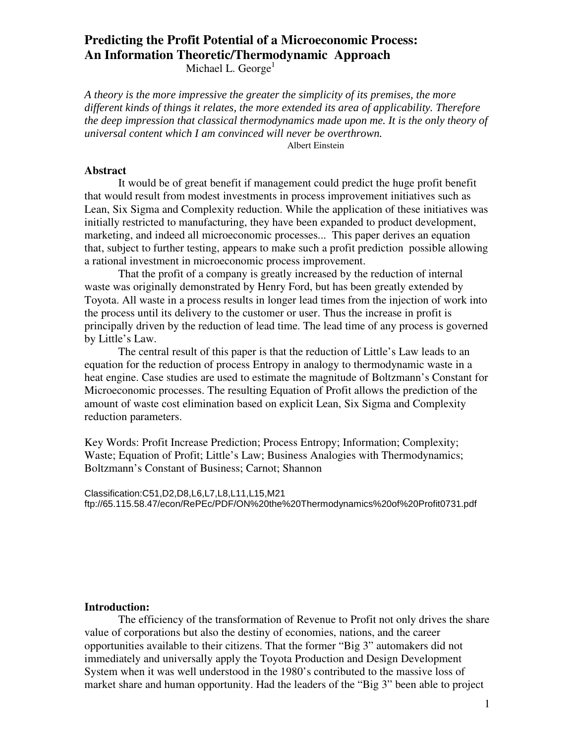# Predicting the Profit Potential of a Microeconomic Process: An Information Theoretic/Thermodynamic Approach

Michael L. George[1]

*A theory is the more impressive the greater the simplicity of its premises, the more different kinds of things it relates, the more extended its area of applicability. Therefore the deep impression that classical thermodynamics made upon me. It is the only theory of universal content which I am convinced will never be overthrown.*

Albert Einstein

## Abstract

It would be of great benefit if management could predict the huge profit benefit that would result from modest investments in process improvement initiatives such as Lean, Six Sigma and Complexity reduction. While the application of these initiatives was initially restricted to manufacturing, they have been expanded to product development, marketing, and indeed all microeconomic processes... This paper derives an equation that, subject to further testing, appears to make such a profit prediction possible allowing a rational investment in microeconomic process improvement.

That the profit of a company is greatly increased by the reduction of internal waste was originally demonstrated by Henry Ford, but has been greatly extended by Toyota. All waste in a process results in longer lead times from the injection of work into the process until its delivery to the customer or user. Thus the increase in profit is principally driven by the reduction of lead time. The lead time of any process is governed by Little's Law.

The central result of this paper is that the reduction of Little's Law leads to an equation for the reduction of process Entropy in analogy to thermodynamic waste in a heat engine. Case studies are used to estimate the magnitude of Boltzmann's Constant for Microeconomic processes. The resulting Equation of Profit allows the prediction of the amount of waste cost elimination based on explicit Lean, Six Sigma and Complexity reduction parameters.

Key Words: Profit Increase Prediction; Process Entropy; Information; Complexity; Waste; Equation of Profit; Little's Law; Business Analogies with Thermodynamics; Boltzmann's Constant of Business; Carnot; Shannon

Classification:C51,D2,D8,L6,L7,L8,L11,L15,M21
ftp://65.115.58.47/econ/RePEc/PDF/ON%20the%20Thermodynamics%20of%20Profit0731.pdf

## Introduction:

The efficiency of the transformation of Revenue to Profit not only drives the share value of corporations but also the destiny of economies, nations, and the career opportunities available to their citizens. That the former "Big 3" automakers did not immediately and universally apply the Toyota Production and Design Development System when it was well understood in the 1980's contributed to the massive loss of market share and human opportunity. Had the leaders of the "Big 3" been able to project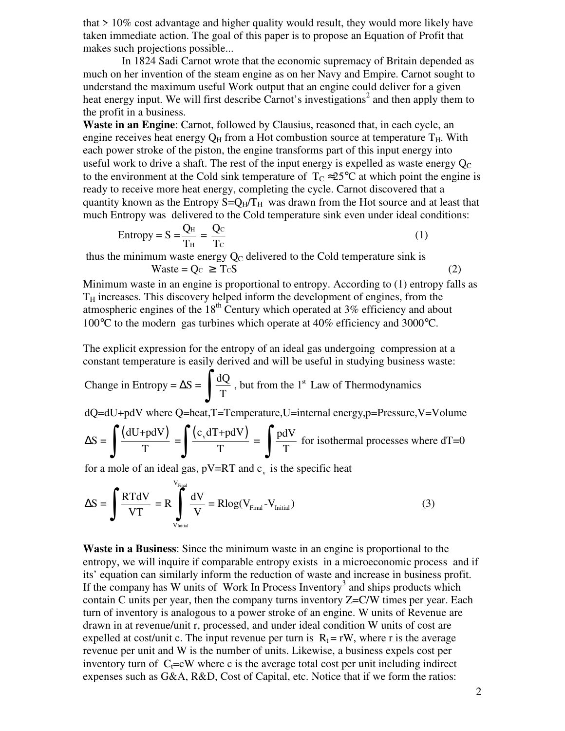that > 10% cost advantage and higher quality would result, they would more likely have taken immediate action. The goal of this paper is to propose an Equation of Profit that makes such projections possible...

In 1824 Sadi Carnot wrote that the economic supremacy of Britain depended as much on her invention of the steam engine as on her Navy and Empire. Carnot sought to understand the maximum useful Work output that an engine could deliver for a given heat energy input. We will first describe Carnot's investigations[2] and then apply them to the profit in a business.

**Waste in an Engine**: Carnot, followed by Clausius, reasoned that, in each cycle, an engine receives heat energy $Q_H$ from a Hot combustion source at temperature $T_H$. With each power stroke of the piston, the engine transforms part of this input energy into useful work to drive a shaft. The rest of the input energy is expelled as waste energy $Q_C$ to the environment at the Cold sink temperature of $T_C \approx 25°C$ at which point the engine is ready to receive more heat energy, completing the cycle. Carnot discovered that a quantity known as the Entropy $S=Q_H/T_H$ was drawn from the Hot source and at least that much Entropy was delivered to the Cold temperature sink even under ideal conditions:

$$\text{Entropy} = S = \frac{Q_H}{T_H} = \frac{Q_C}{T_C} \tag{1}$$

thus the minimum waste energy $Q_C$ delivered to the Cold temperature sink is

$$\text{Waste} = Q_C \geq T_C S \tag{2}$$

Minimum waste in an engine is proportional to entropy. According to (1) entropy falls as $T_H$ increases. This discovery helped inform the development of engines, from the atmospheric engines of the 18th Century which operated at 3% efficiency and about 100°C to the modern gas turbines which operate at 40% efficiency and 3000°C.

The explicit expression for the entropy of an ideal gas undergoing compression at a constant temperature is easily derived and will be useful in studying business waste:

Change in Entropy = $\Delta S = \int \frac{dQ}{T}$, but from the 1st Law of Thermodynamics

$dQ=dU+pdV$ where Q=heat, T=Temperature, U=internal energy, p=Pressure, V=Volume

$$\Delta S = \int \frac{(dU+pdV)}{T} = \int \frac{(c_v dT+pdV)}{T} = \int \frac{pdV}{T} \text{ for isothermal processes where } dT=0$$

for a mole of an ideal gas, $pV=RT$ and $c_v$ is the specific heat

$$\Delta S = \int \frac{RTdV}{VT} = R\int_{V_{Initial}}^{V_{Final}} \frac{dV}{V} = R\log(V_{Final} - V_{Initial}) \tag{3}$$

**Waste in a Business**: Since the minimum waste in an engine is proportional to the entropy, we will inquire if comparable entropy exists in a microeconomic process and if its' equation can similarly inform the reduction of waste and increase in business profit. If the company has W units of Work In Process Inventory[3] and ships products which contain C units per year, then the company turns inventory Z=C/W times per year. Each turn of inventory is analogous to a power stroke of an engine. W units of Revenue are drawn in at revenue/unit r, processed, and under ideal condition W units of cost are expelled at cost/unit c. The input revenue per turn is $R_t = rW$, where r is the average revenue per unit and W is the number of units. Likewise, a business expels cost per inventory turn of $C_t=cW$ where c is the average total cost per unit including indirect expenses such as G&A, R&D, Cost of Capital, etc. Notice that if we form the ratios: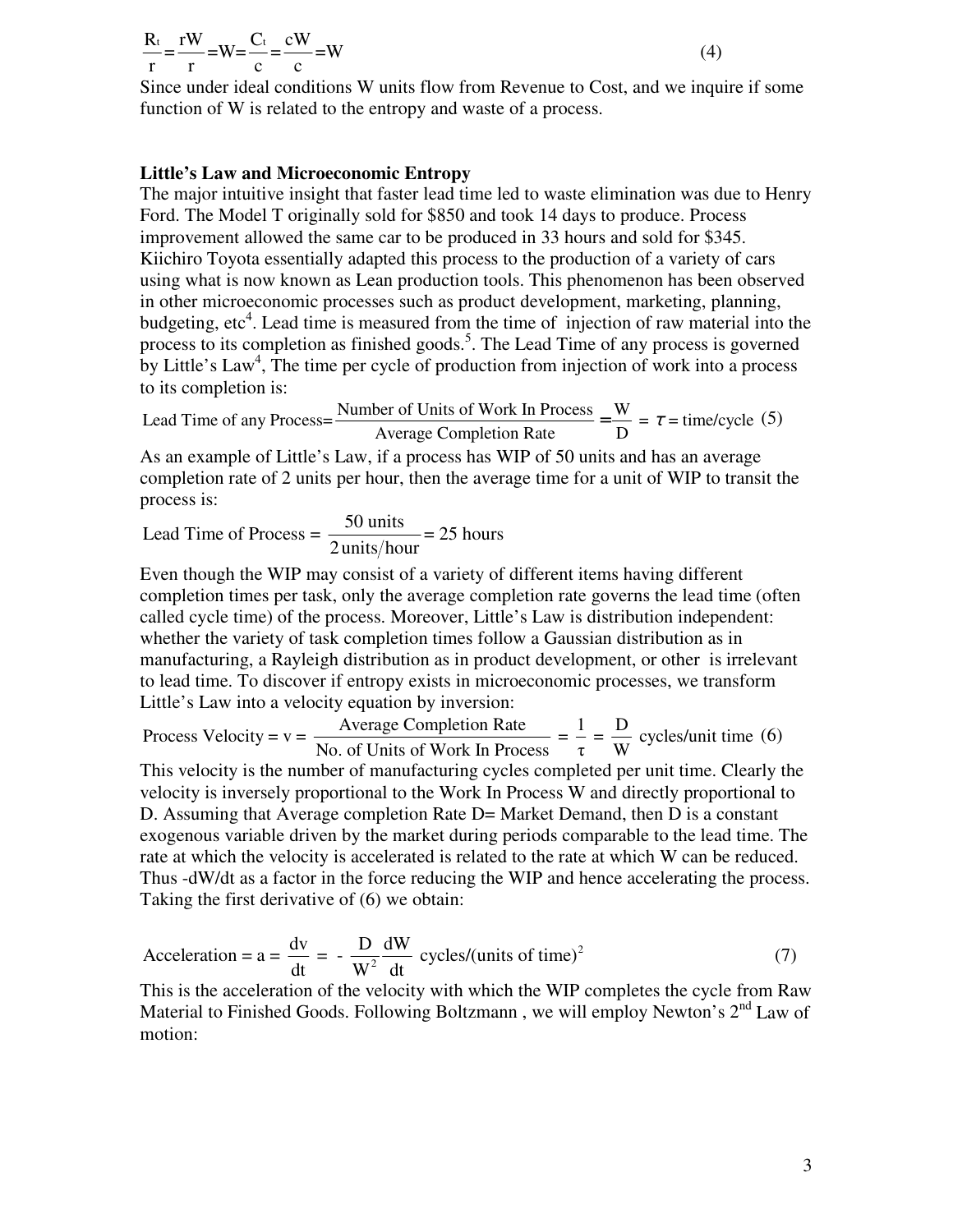$$\frac{R_t}{r} = \frac{rW}{r} = W = \frac{C_t}{c} = \frac{cW}{c} = W \qquad (4)$$

Since under ideal conditions W units flow from Revenue to Cost, and we inquire if some function of W is related to the entropy and waste of a process.

**Little's Law and Microeconomic Entropy**

The major intuitive insight that faster lead time led to waste elimination was due to Henry Ford. The Model T originally sold for $850 and took 14 days to produce. Process improvement allowed the same car to be produced in 33 hours and sold for $345. Kiichiro Toyota essentially adapted this process to the production of a variety of cars using what is now known as Lean production tools. This phenomenon has been observed in other microeconomic processes such as product development, marketing, planning, budgeting, etc[4]. Lead time is measured from the time of injection of raw material into the process to its completion as finished goods.[5]. The Lead Time of any process is governed by Little's Law[4], The time per cycle of production from injection of work into a process to its completion is:

$$\text{Lead Time of any Process} = \frac{\text{Number of Units of Work In Process}}{\text{Average Completion Rate}} = \frac{W}{D} = \tau = \text{time/cycle} \qquad (5)$$

As an example of Little's Law, if a process has WIP of 50 units and has an average completion rate of 2 units per hour, then the average time for a unit of WIP to transit the process is:

$$\text{Lead Time of Process} = \frac{50 \text{ units}}{2 \text{ units/hour}} = 25 \text{ hours}$$

Even though the WIP may consist of a variety of different items having different completion times per task, only the average completion rate governs the lead time (often called cycle time) of the process. Moreover, Little's Law is distribution independent: whether the variety of task completion times follow a Gaussian distribution as in manufacturing, a Rayleigh distribution as in product development, or other is irrelevant to lead time. To discover if entropy exists in microeconomic processes, we transform Little's Law into a velocity equation by inversion:

$$\text{Process Velocity} = v = \frac{\text{Average Completion Rate}}{\text{No. of Units of Work In Process}} = \frac{1}{\tau} = \frac{D}{W} \text{ cycles/unit time} \qquad (6)$$

This velocity is the number of manufacturing cycles completed per unit time. Clearly the velocity is inversely proportional to the Work In Process W and directly proportional to D. Assuming that Average completion Rate D= Market Demand, then D is a constant exogenous variable driven by the market during periods comparable to the lead time. The rate at which the velocity is accelerated is related to the rate at which W can be reduced. Thus -dW/dt as a factor in the force reducing the WIP and hence accelerating the process. Taking the first derivative of (6) we obtain:

$$\text{Acceleration} = a = \frac{dv}{dt} = -\frac{D}{W^2}\frac{dW}{dt} \text{ cycles/(units of time)}^2 \qquad (7)$$

This is the acceleration of the velocity with which the WIP completes the cycle from Raw Material to Finished Goods. Following Boltzmann , we will employ Newton's 2nd Law of motion: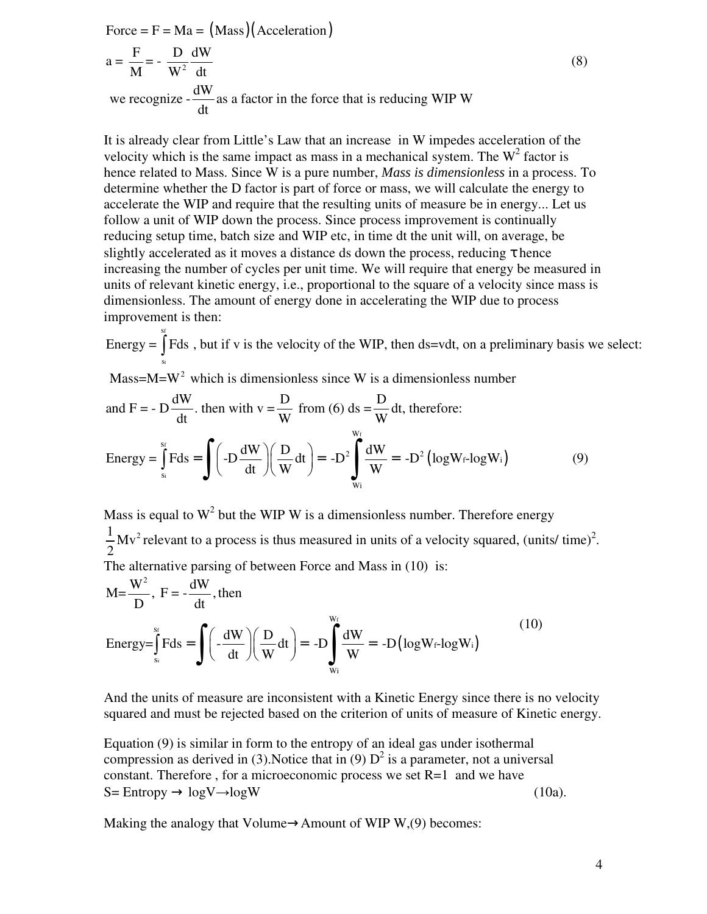$$\text{Force} = F = Ma = (\text{Mass})(\text{Acceleration})$$

$$a = \frac{F}{M} = -\frac{D}{W^2}\frac{dW}{dt} \qquad (8)$$

we recognize $-\frac{dW}{dt}$ as a factor in the force that is reducing WIP W

It is already clear from Little's Law that an increase in W impedes acceleration of the velocity which is the same impact as mass in a mechanical system. The $W^2$ factor is hence related to Mass. Since W is a pure number, *Mass is dimensionless* in a process. To determine whether the D factor is part of force or mass, we will calculate the energy to accelerate the WIP and require that the resulting units of measure be in energy... Let us follow a unit of WIP down the process. Since process improvement is continually reducing setup time, batch size and WIP etc, in time dt the unit will, on average, be slightly accelerated as it moves a distance ds down the process, reducing $\tau$ hence increasing the number of cycles per unit time. We will require that energy be measured in units of relevant kinetic energy, i.e., proportional to the square of a velocity since mass is dimensionless. The amount of energy done in accelerating the WIP due to process improvement is then:

$\text{Energy} = \int_{S_i}^{S_f} F ds$ , but if v is the velocity of the WIP, then ds=vdt, on a preliminary basis we select:

$\text{Mass} = M = W^2$ which is dimensionless since W is a dimensionless number

and $F = -D\frac{dW}{dt}$. then with $v = \frac{D}{W}$ from (6) $ds = \frac{D}{W}dt$, therefore:

$$\text{Energy} = \int_{S_i}^{S_f} F ds = \int \left(-D\frac{dW}{dt}\right)\left(\frac{D}{W}dt\right) = -D^2\int_{W_i}^{W_f}\frac{dW}{W} = -D^2\left(\log W_f - \log W_i\right) \qquad (9)$$

Mass is equal to $W^2$ but the WIP W is a dimensionless number. Therefore energy $\frac{1}{2}Mv^2$ relevant to a process is thus measured in units of a velocity squared, $(\text{units/ time})^2$. The alternative parsing of between Force and Mass in (10) is:

$$M = \frac{W^2}{D},\ F = -\frac{dW}{dt}, \text{then}$$

$$\text{Energy} = \int_{S_i}^{S_f} F ds = \int \left(-\frac{dW}{dt}\right)\left(\frac{D}{W}dt\right) = -D\int_{W_i}^{W_f}\frac{dW}{W} = -D\left(\log W_f - \log W_i\right) \qquad (10)$$

And the units of measure are inconsistent with a Kinetic Energy since there is no velocity squared and must be rejected based on the criterion of units of measure of Kinetic energy.

Equation (9) is similar in form to the entropy of an ideal gas under isothermal compression as derived in (3).Notice that in (9) $D^2$ is a parameter, not a universal constant. Therefore , for a microeconomic process we set R=1 and we have

$$S = \text{Entropy} \rightarrow \log V \rightarrow \log W \qquad (10a).$$

Making the analogy that Volume$\rightarrow$Amount of WIP W,(9) becomes: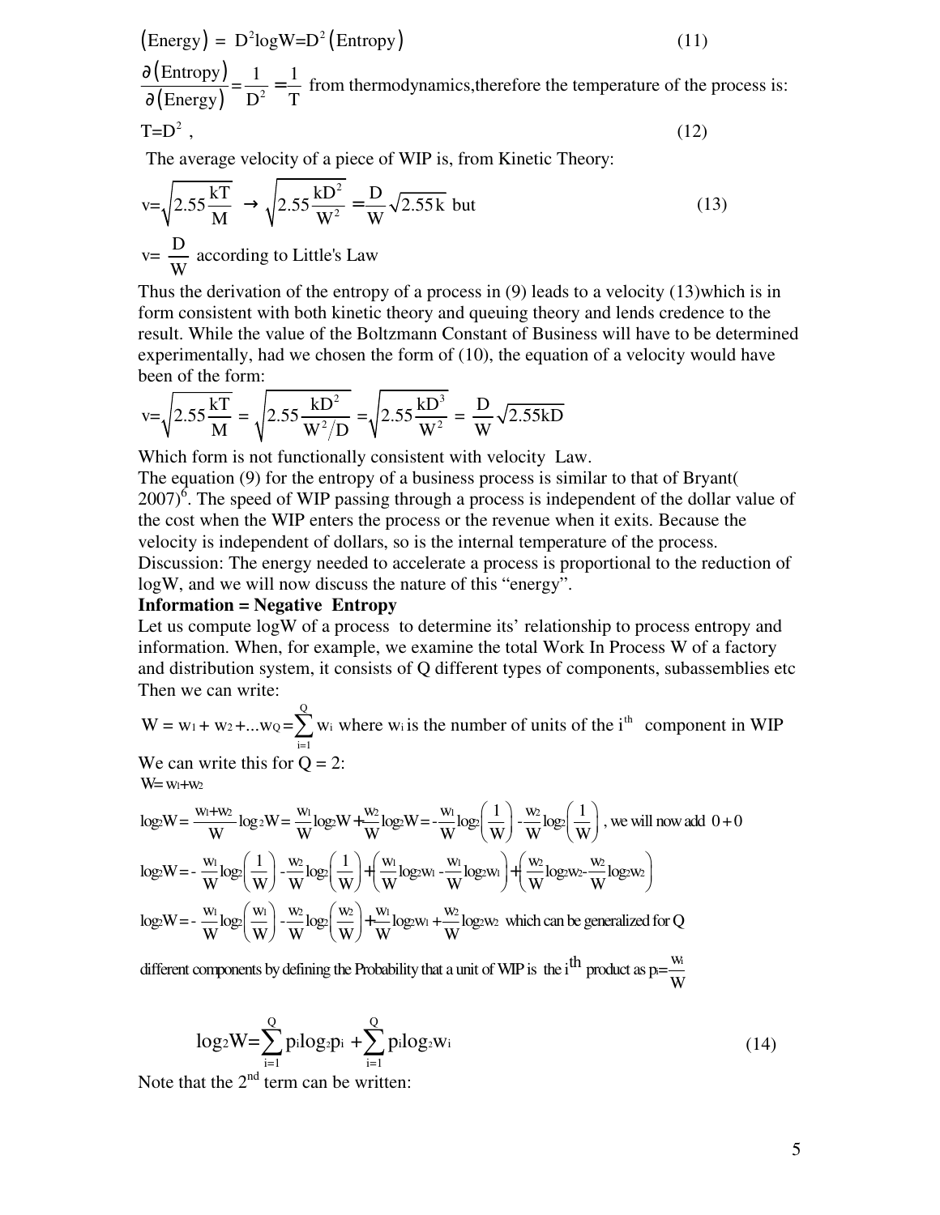$$(\text{Energy}) = D^2 \log W = D^2 (\text{Entropy}) \tag{11}$$

$\dfrac{\partial(\text{Entropy})}{\partial(\text{Energy})} = \dfrac{1}{D^2} = \dfrac{1}{T}$ from thermodynamics, therefore the temperature of the process is:

$$T = D^2 \,, \tag{12}$$

The average velocity of a piece of WIP is, from Kinetic Theory:

$$v = \sqrt{2.55\frac{kT}{M}} \rightarrow \sqrt{2.55\frac{kD^2}{W^2}} = \frac{D}{W}\sqrt{2.55k} \text{ but} \tag{13}$$

$v = \dfrac{D}{W}$ according to Little's Law

Thus the derivation of the entropy of a process in (9) leads to a velocity (13)which is in form consistent with both kinetic theory and queuing theory and lends credence to the result. While the value of the Boltzmann Constant of Business will have to be determined experimentally, had we chosen the form of (10), the equation of a velocity would have been of the form:

$$v = \sqrt{2.55\frac{kT}{M}} = \sqrt{2.55\frac{kD^2}{W^2/D}} = \sqrt{2.55\frac{kD^3}{W^2}} = \frac{D}{W}\sqrt{2.55kD}$$

Which form is not functionally consistent with velocity Law.

The equation (9) for the entropy of a business process is similar to that of Bryant( 2007)[6]. The speed of WIP passing through a process is independent of the dollar value of the cost when the WIP enters the process or the revenue when it exits. Because the velocity is independent of dollars, so is the internal temperature of the process.

Discussion: The energy needed to accelerate a process is proportional to the reduction of logW, and we will now discuss the nature of this "energy".

**Information = Negative Entropy**

Let us compute logW of a process to determine its' relationship to process entropy and information. When, for example, we examine the total Work In Process W of a factory and distribution system, it consists of Q different types of components, subassemblies etc Then we can write:

$W = w_1 + w_2 + \ldots w_Q = \sum_{i=1}^{Q} w_i$ where $w_i$ is the number of units of the $i^{th}$ component in WIP

We can write this for Q = 2:

$W = w_1 + w_2$

$$\log_2 W = \frac{w_1 + w_2}{W}\log_2 W = \frac{w_1}{W}\log_2 W + \frac{w_2}{W}\log_2 W = -\frac{w_1}{W}\log_2\left(\frac{1}{W}\right) - \frac{w_2}{W}\log_2\left(\frac{1}{W}\right), \text{ we will now add } 0+0$$

$$\log_2 W = -\frac{w_1}{W}\log_2\left(\frac{1}{W}\right) - \frac{w_2}{W}\log_2\left(\frac{1}{W}\right) + \left(\frac{w_1}{W}\log_2 w_1 - \frac{w_1}{W}\log_2 w_1\right) + \left(\frac{w_2}{W}\log_2 w_2 - \frac{w_2}{W}\log_2 w_2\right)$$

$$\log_2 W = -\frac{w_1}{W}\log_2\left(\frac{w_1}{W}\right) - \frac{w_2}{W}\log_2\left(\frac{w_2}{W}\right) + \frac{w_1}{W}\log_2 w_1 + \frac{w_2}{W}\log_2 w_2 \text{ which can be generalized for Q}$$

different components by defining the Probability that a unit of WIP is the $i^{th}$ product as $p_i = \dfrac{w_i}{W}$

$$\log_2 W = \sum_{i=1}^{Q} p_i \log_2 p_i + \sum_{i=1}^{Q} p_i \log_2 w_i \tag{14}$$

Note that the 2[nd] term can be written: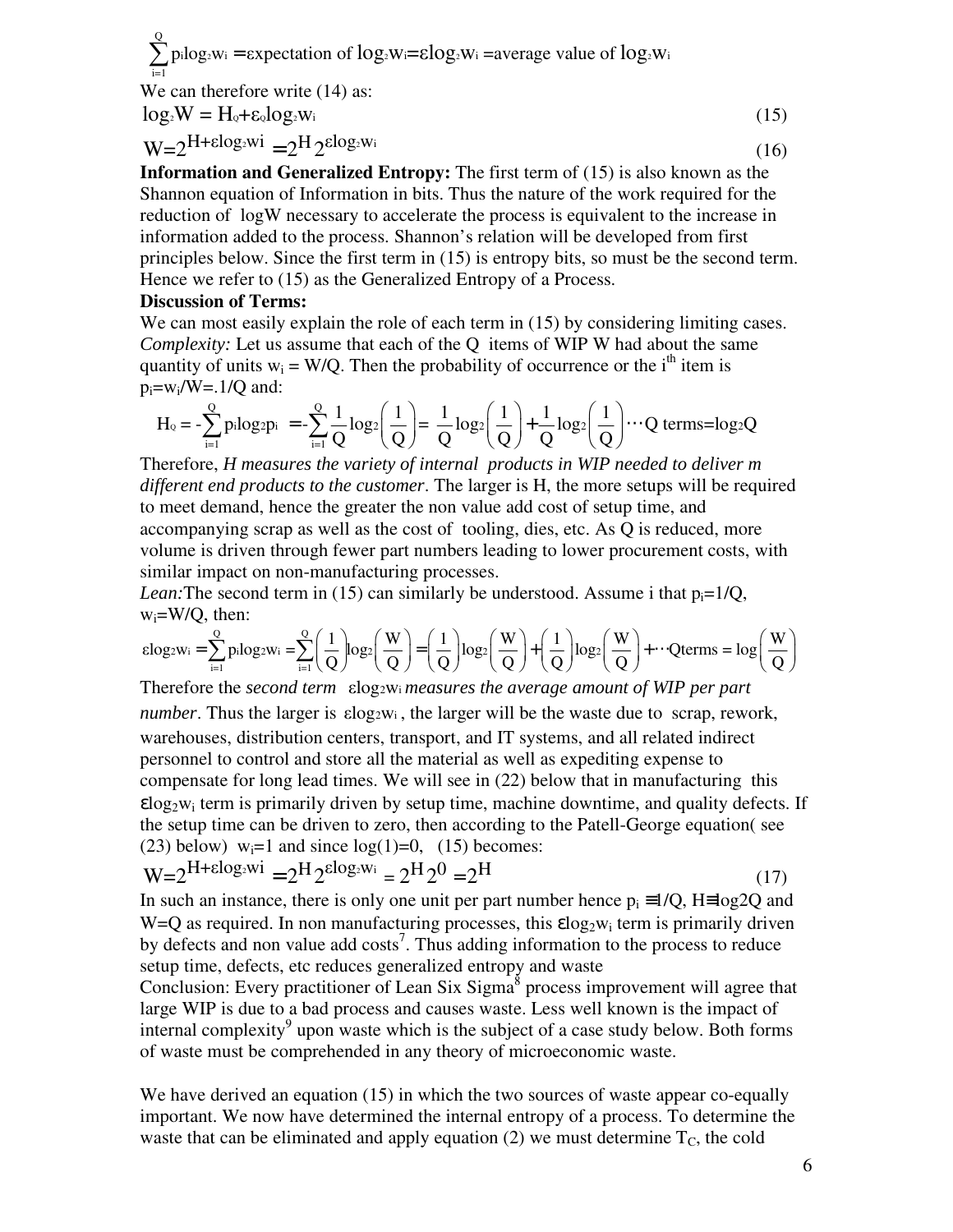$$\sum_{i=1}^{Q} p_i \log_2 w_i = \varepsilon\text{xpectation of } \log_2 w_i = \varepsilon \log_2 w_i = \text{average value of } \log_2 w_i$$

We can therefore write (14) as:

$$\log_2 W = H_Q + \varepsilon_Q \log_2 w_i \tag{15}$$

$$W = 2^{H + \varepsilon \log_2 w_i} = 2^H 2^{\varepsilon \log_2 w_i} \tag{16}$$

**Information and Generalized Entropy:** The first term of (15) is also known as the Shannon equation of Information in bits. Thus the nature of the work required for the reduction of logW necessary to accelerate the process is equivalent to the increase in information added to the process. Shannon's relation will be developed from first principles below. Since the first term in (15) is entropy bits, so must be the second term. Hence we refer to (15) as the Generalized Entropy of a Process.

**Discussion of Terms:**

We can most easily explain the role of each term in (15) by considering limiting cases. *Complexity:* Let us assume that each of the Q items of WIP W had about the same quantity of units $w_i = W/Q$. Then the probability of occurrence or the i[th] item is $p_i = w_i/W = .1/Q$ and:

$$H_Q = -\sum_{i=1}^{Q} p_i \log_2 p_i = -\sum_{i=1}^{Q} \frac{1}{Q}\log_2\left(\frac{1}{Q}\right) = \frac{1}{Q}\log_2\left(\frac{1}{Q}\right) + \frac{1}{Q}\log_2\left(\frac{1}{Q}\right) \cdots Q \text{ terms} = \log_2 Q$$

Therefore, *H measures the variety of internal products in WIP needed to deliver m different end products to the customer*. The larger is H, the more setups will be required to meet demand, hence the greater the non value add cost of setup time, and accompanying scrap as well as the cost of tooling, dies, etc. As Q is reduced, more volume is driven through fewer part numbers leading to lower procurement costs, with similar impact on non-manufacturing processes.

*Lean:* The second term in (15) can similarly be understood. Assume i that $p_i = 1/Q$, $w_i = W/Q$, then:

$$\varepsilon \log_2 w_i = \sum_{i=1}^{Q} p_i \log_2 w_i = \sum_{i=1}^{Q}\left(\frac{1}{Q}\right)\log_2\left(\frac{W}{Q}\right) = \left(\frac{1}{Q}\right)\log_2\left(\frac{W}{Q}\right) + \left(\frac{1}{Q}\right)\log_2\left(\frac{W}{Q}\right) + \cdots Q\text{terms} = \log\left(\frac{W}{Q}\right)$$

Therefore the *second term* $\varepsilon \log_2 w_i$ *measures the average amount of WIP per part number*. Thus the larger is $\varepsilon \log_2 w_i$, the larger will be the waste due to scrap, rework, warehouses, distribution centers, transport, and IT systems, and all related indirect personnel to control and store all the material as well as expediting expense to compensate for long lead times. We will see in (22) below that in manufacturing this $\varepsilon \log_2 w_i$ term is primarily driven by setup time, machine downtime, and quality defects. If the setup time can be driven to zero, then according to the Patell-George equation( see (23) below) $w_i = 1$ and since $\log(1) = 0$, (15) becomes:

$$W = 2^{H + \varepsilon \log_2 w_i} = 2^H 2^{\varepsilon \log_2 w_i} = 2^H 2^0 = 2^H \tag{17}$$

In such an instance, there is only one unit per part number hence $p_i \equiv 1/Q$, $H \equiv \log 2Q$ and $W = Q$ as required. In non manufacturing processes, this $\varepsilon \log_2 w_i$ term is primarily driven by defects and non value add costs[7]. Thus adding information to the process to reduce setup time, defects, etc reduces generalized entropy and waste

Conclusion: Every practitioner of Lean Six Sigma[8] process improvement will agree that large WIP is due to a bad process and causes waste. Less well known is the impact of internal complexity[9] upon waste which is the subject of a case study below. Both forms of waste must be comprehended in any theory of microeconomic waste.

We have derived an equation (15) in which the two sources of waste appear co-equally important. We now have determined the internal entropy of a process. To determine the waste that can be eliminated and apply equation (2) we must determine $T_C$, the cold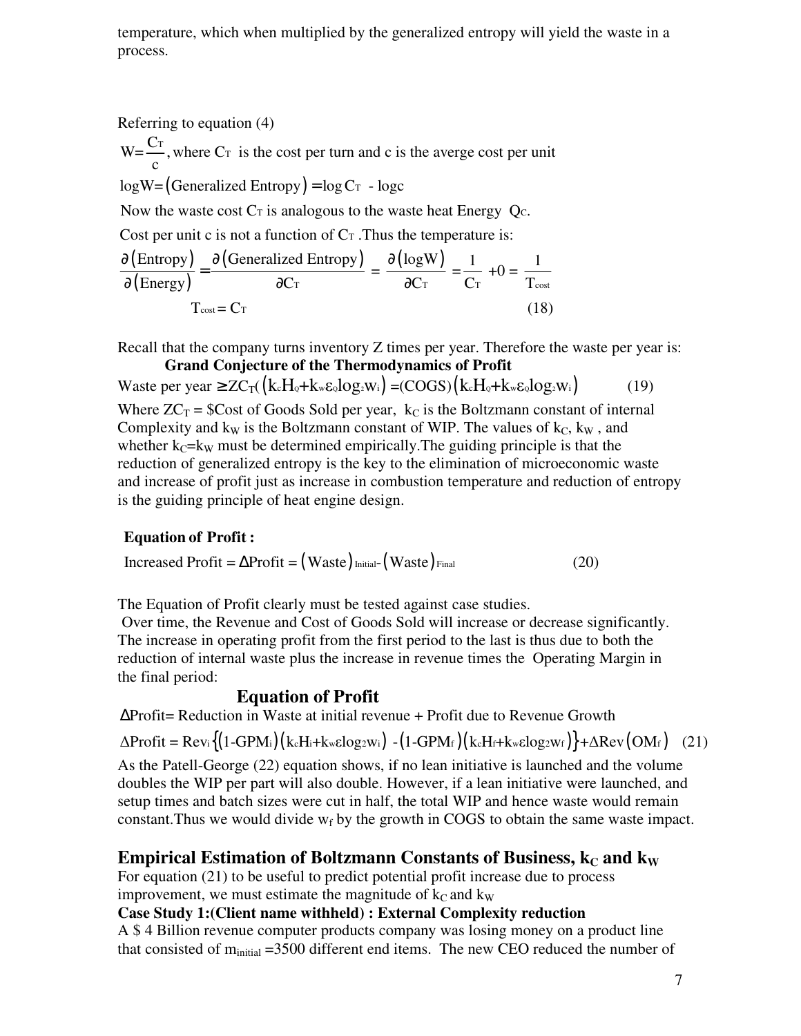temperature, which when multiplied by the generalized entropy will yield the waste in a process.

Referring to equation (4)

$W=\frac{C_T}{c}$, where $C_T$ is the cost per turn and c is the averge cost per unit

$\log W = (\text{Generalized Entropy}) = \log C_T - \log c$

Now the waste cost $C_T$ is analogous to the waste heat Energy $Q_C$.

Cost per unit c is not a function of $C_T$. Thus the temperature is:

$$\frac{\partial(\text{Entropy})}{\partial(\text{Energy})} = \frac{\partial(\text{Generalized Entropy})}{\partial C_T} = \frac{\partial(\log W)}{\partial C_T} = \frac{1}{C_T} + 0 = \frac{1}{T_{cost}}$$

$$T_{cost} = C_T \quad (18)$$

Recall that the company turns inventory Z times per year. Therefore the waste per year is:

**Grand Conjecture of the Thermodynamics of Profit**

$$\text{Waste per year} \geq ZC_T\left(k_cH_Q + k_w\varepsilon_Q\log_2 w_i\right) = (\text{COGS})\left(k_cH_Q + k_w\varepsilon_Q\log_2 w_i\right) \quad (19)$$

Where $ZC_T$ = \$Cost of Goods Sold per year, $k_C$ is the Boltzmann constant of internal Complexity and $k_W$ is the Boltzmann constant of WIP. The values of $k_C$, $k_W$, and whether $k_C=k_W$ must be determined empirically.The guiding principle is that the reduction of generalized entropy is the key to the elimination of microeconomic waste and increase of profit just as increase in combustion temperature and reduction of entropy is the guiding principle of heat engine design.

**Equation of Profit :**

$$\text{Increased Profit} = \Delta\text{Profit} = (\text{Waste})_{\text{Initial}} - (\text{Waste})_{\text{Final}} \quad (20)$$

The Equation of Profit clearly must be tested against case studies.

Over time, the Revenue and Cost of Goods Sold will increase or decrease significantly. The increase in operating profit from the first period to the last is thus due to both the reduction of internal waste plus the increase in revenue times the Operating Margin in the final period:

**Equation of Profit**

$\Delta$Profit= Reduction in Waste at initial revenue + Profit due to Revenue Growth

$$\Delta\text{Profit} = \text{Rev}_i\left\{(1-\text{GPM}_i)\left(k_cH_i + k_w\varepsilon\log_2 w_i\right) - (1-\text{GPM}_f)\left(k_cH_f + k_w\varepsilon\log_2 w_f\right)\right\} + \Delta\text{Rev}\left(\text{OM}_f\right) \quad (21)$$

As the Patell-George (22) equation shows, if no lean initiative is launched and the volume doubles the WIP per part will also double. However, if a lean initiative were launched, and setup times and batch sizes were cut in half, the total WIP and hence waste would remain constant.Thus we would divide $w_f$ by the growth in COGS to obtain the same waste impact.

## Empirical Estimation of Boltzmann Constants of Business, $k_C$ and $k_W$

For equation (21) to be useful to predict potential profit increase due to process improvement, we must estimate the magnitude of $k_C$ and $k_W$

**Case Study 1:(Client name withheld) : External Complexity reduction**

A \$ 4 Billion revenue computer products company was losing money on a product line that consisted of $m_{initial}$ =3500 different end items. The new CEO reduced the number of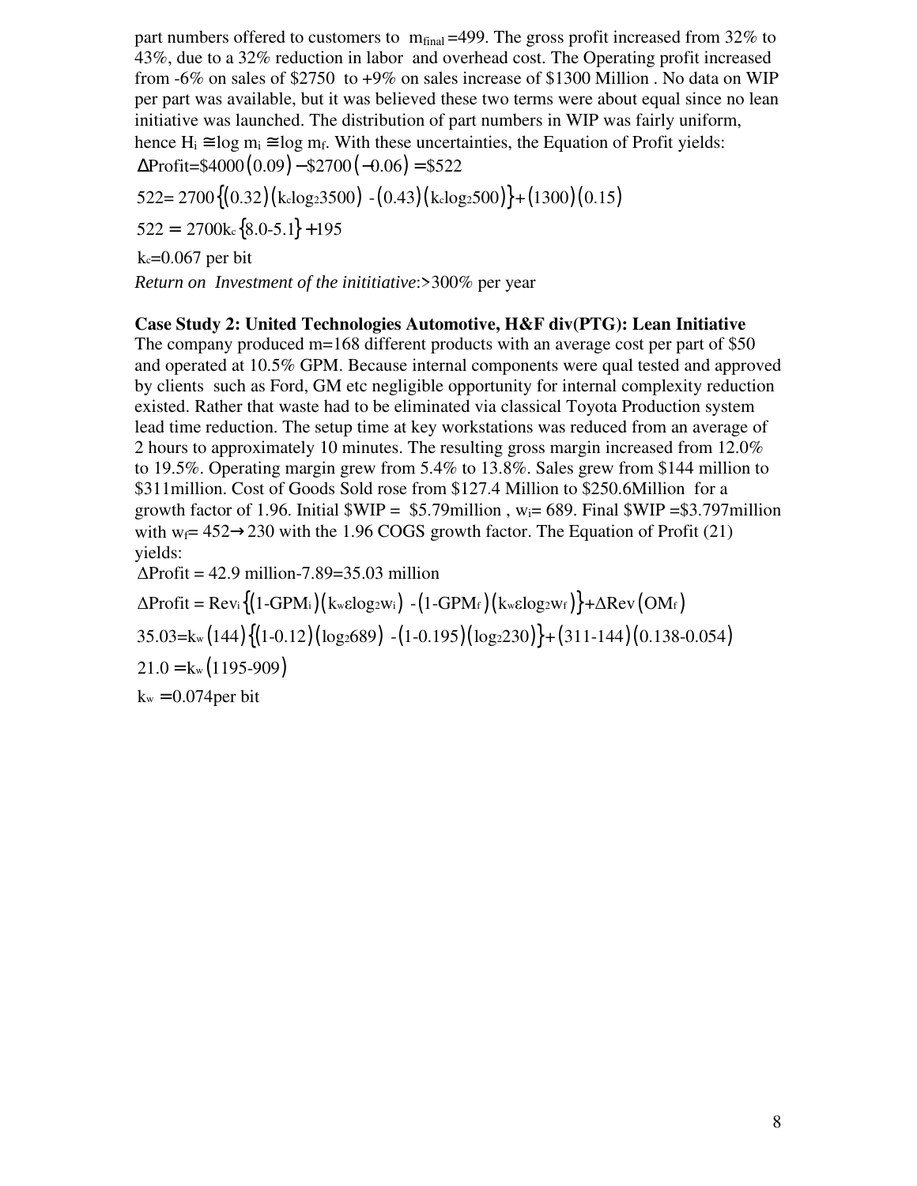part numbers offered to customers to $m_{final}=499$. The gross profit increased from 32% to 43%, due to a 32% reduction in labor and overhead cost. The Operating profit increased from -6% on sales of \$2750 to +9% on sales increase of \$1300 Million . No data on WIP per part was available, but it was believed these two terms were about equal since no lean initiative was launched. The distribution of part numbers in WIP was fairly uniform, hence $H_i \cong \log m_i \cong \log m_f$. With these uncertainties, the Equation of Profit yields:

$$\Delta\text{Profit}=\$4000(0.09)-\$2700(-0.06)=\$522$$

$$522=2700\{(0.32)(k_c\log_2 3500)-(0.43)(k_c\log_2 500)\}+(1300)(0.15)$$

$$522=2700k_c\{8.0\text{-}5.1\}+195$$

$$k_c=0.067 \text{ per bit}$$

*Return on Investment of the inititiative*:>300% per year

**Case Study 2: United Technologies Automotive, H&F div(PTG): Lean Initiative**

The company produced m=168 different products with an average cost per part of \$50 and operated at 10.5% GPM. Because internal components were qual tested and approved by clients such as Ford, GM etc negligible opportunity for internal complexity reduction existed. Rather that waste had to be eliminated via classical Toyota Production system lead time reduction. The setup time at key workstations was reduced from an average of 2 hours to approximately 10 minutes. The resulting gross margin increased from 12.0% to 19.5%. Operating margin grew from 5.4% to 13.8%. Sales grew from \$144 million to \$311million. Cost of Goods Sold rose from \$127.4 Million to \$250.6Million for a growth factor of 1.96. Initial \$WIP = \$5.79million , $w_i=689$. Final \$WIP =\$3.797million with $w_f=452\rightarrow 230$ with the 1.96 COGS growth factor. The Equation of Profit (21) yields:

$$\Delta\text{Profit} = 42.9 \text{ million}-7.89=35.03 \text{ million}$$

$$\Delta\text{Profit} = \text{Rev}_i\{(1\text{-GPM}_i)(k_w\varepsilon\log_2 w_i)-(1\text{-GPM}_f)(k_w\varepsilon\log_2 w_f)\}+\Delta\text{Rev}(\text{OM}_f)$$

$$35.03=k_w(144)\{(1\text{-}0.12)(\log_2 689)-(1\text{-}0.195)(\log_2 230)\}+(311\text{-}144)(0.138\text{-}0.054)$$

$$21.0=k_w(1195\text{-}909)$$

$$k_w=0.074 \text{per bit}$$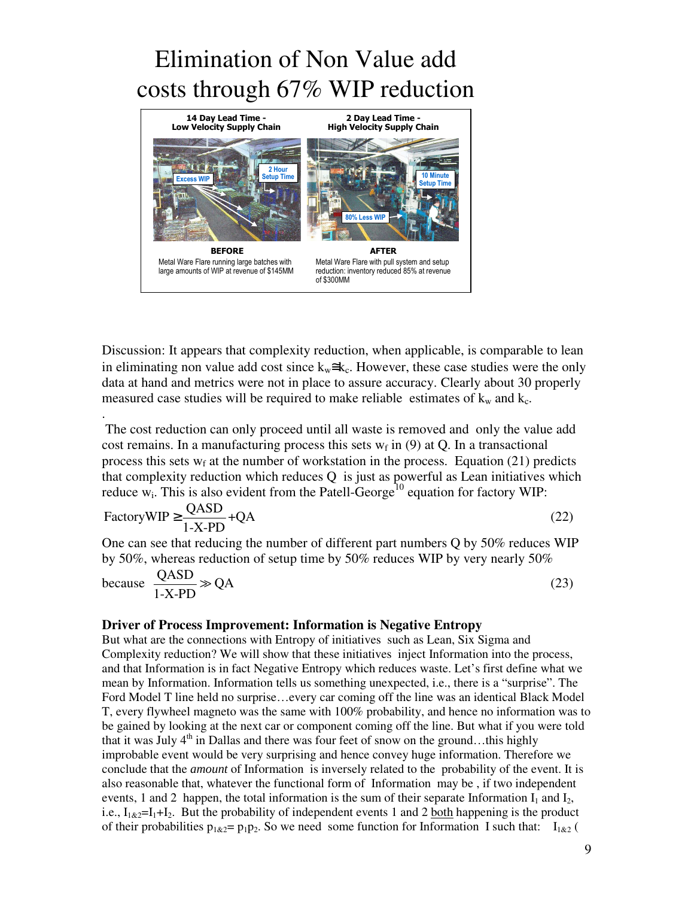# Elimination of Non Value add costs through 67% WIP reduction

| 14 Day Lead Time - Low Velocity Supply Chain | 2 Day Lead Time - High Velocity Supply Chain |
|---|---|
| Excess WIP; 2 Hour Setup Time | 10 Minute Setup Time; 80% Less WIP |
| **BEFORE** | **AFTER** |
| Metal Ware Flare running large batches with large amounts of WIP at revenue of $145MM | Metal Ware Flare with pull system and setup reduction: inventory reduced 85% at revenue of $300MM |

Discussion: It appears that complexity reduction, when applicable, is comparable to lean in eliminating non value add cost since $k_w \cong k_c$. However, these case studies were the only data at hand and metrics were not in place to assure accuracy. Clearly about 30 properly measured case studies will be required to make reliable estimates of $k_w$ and $k_c$.

.

The cost reduction can only proceed until all waste is removed and only the value add cost remains. In a manufacturing process this sets $w_f$ in (9) at Q. In a transactional process this sets $w_f$ at the number of workstation in the process. Equation (21) predicts that complexity reduction which reduces Q is just as powerful as Lean initiatives which reduce $w_i$. This is also evident from the Patell-George[10] equation for factory WIP:

$$\text{FactoryWIP} \geq \frac{\text{QASD}}{\text{1-X-PD}} + \text{QA} \tag{22}$$

One can see that reducing the number of different part numbers Q by 50% reduces WIP by 50%, whereas reduction of setup time by 50% reduces WIP by very nearly 50%

$$\text{because} \quad \frac{\text{QASD}}{\text{1-X-PD}} \gg \text{QA} \tag{23}$$

### Driver of Process Improvement: Information is Negative Entropy

But what are the connections with Entropy of initiatives such as Lean, Six Sigma and Complexity reduction? We will show that these initiatives inject Information into the process, and that Information is in fact Negative Entropy which reduces waste. Let's first define what we mean by Information. Information tells us something unexpected, i.e., there is a "surprise". The Ford Model T line held no surprise…every car coming off the line was an identical Black Model T, every flywheel magneto was the same with 100% probability, and hence no information was to be gained by looking at the next car or component coming off the line. But what if you were told that it was July 4th in Dallas and there was four feet of snow on the ground…this highly improbable event would be very surprising and hence convey huge information. Therefore we conclude that the *amount* of Information is inversely related to the probability of the event. It is also reasonable that, whatever the functional form of Information may be , if two independent events, 1 and 2 happen, the total information is the sum of their separate Information $I_1$ and $I_2$, i.e., $I_{1\&2}=I_1+I_2$. But the probability of independent events 1 and 2 both happening is the product of their probabilities $p_{1\&2}= p_1p_2$. So we need some function for Information I such that: $I_{1\&2}$ (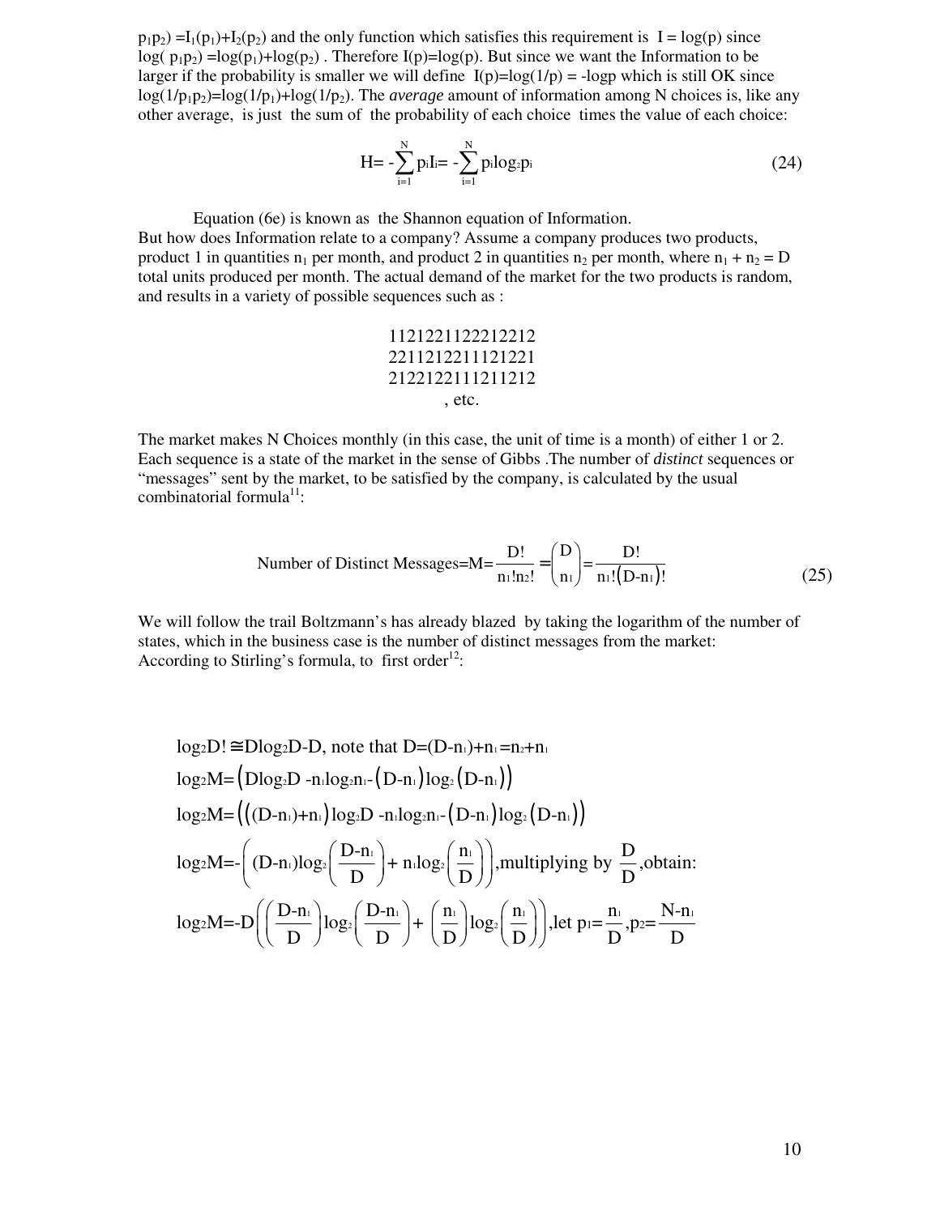$p_1p_2) = I_1(p_1)+I_2(p_2)$ and the only function which satisfies this requirement is $I = \log(p)$ since $\log(p_1p_2) = \log(p_1)+\log(p_2)$ . Therefore $I(p)=\log(p)$. But since we want the Information to be larger if the probability is smaller we will define $I(p)=\log(1/p) = -\log p$ which is still OK since $\log(1/p_1p_2)=\log(1/p_1)+\log(1/p_2)$. The *average* amount of information among N choices is, like any other average, is just the sum of the probability of each choice times the value of each choice:

$$H= -\sum_{i=1}^{N} p_i I_i = -\sum_{i=1}^{N} p_i \log_2 p_i \tag{24}$$

Equation (6e) is known as the Shannon equation of Information.

But how does Information relate to a company? Assume a company produces two products, product 1 in quantities $n_1$ per month, and product 2 in quantities $n_2$ per month, where $n_1 + n_2 = D$ total units produced per month. The actual demand of the market for the two products is random, and results in a variety of possible sequences such as :

1121221122212212
2211212211121221
2122122111211212
, etc.

The market makes N Choices monthly (in this case, the unit of time is a month) of either 1 or 2. Each sequence is a state of the market in the sense of Gibbs .The number of *distinct* sequences or "messages" sent by the market, to be satisfied by the company, is calculated by the usual combinatorial formula[11]:

$$\text{Number of Distinct Messages}=M=\frac{D!}{n_1!n_2!}=\binom{D}{n_1}=\frac{D!}{n_1!(D-n_1)!} \tag{25}$$

We will follow the trail Boltzmann's has already blazed by taking the logarithm of the number of states, which in the business case is the number of distinct messages from the market:
According to Stirling's formula, to first order[12]:

$$\log_2 D! \cong D\log_2 D - D, \text{ note that } D=(D-n_1)+n_1=n_2+n_1$$

$$\log_2 M=\left(D\log_2 D - n_1\log_2 n_1 - (D-n_1)\log_2(D-n_1)\right)$$

$$\log_2 M=\left(((D-n_1)+n_1)\log_2 D - n_1\log_2 n_1 - (D-n_1)\log_2(D-n_1)\right)$$

$$\log_2 M=-\left((D-n_1)\log_2\left(\frac{D-n_1}{D}\right)+n_1\log_2\left(\frac{n_1}{D}\right)\right), \text{multiplying by } \frac{D}{D}, \text{obtain:}$$

$$\log_2 M=-D\left(\left(\frac{D-n_1}{D}\right)\log_2\left(\frac{D-n_1}{D}\right)+\left(\frac{n_1}{D}\right)\log_2\left(\frac{n_1}{D}\right)\right), \text{let } p_1=\frac{n_1}{D}, p_2=\frac{N-n_1}{D}$$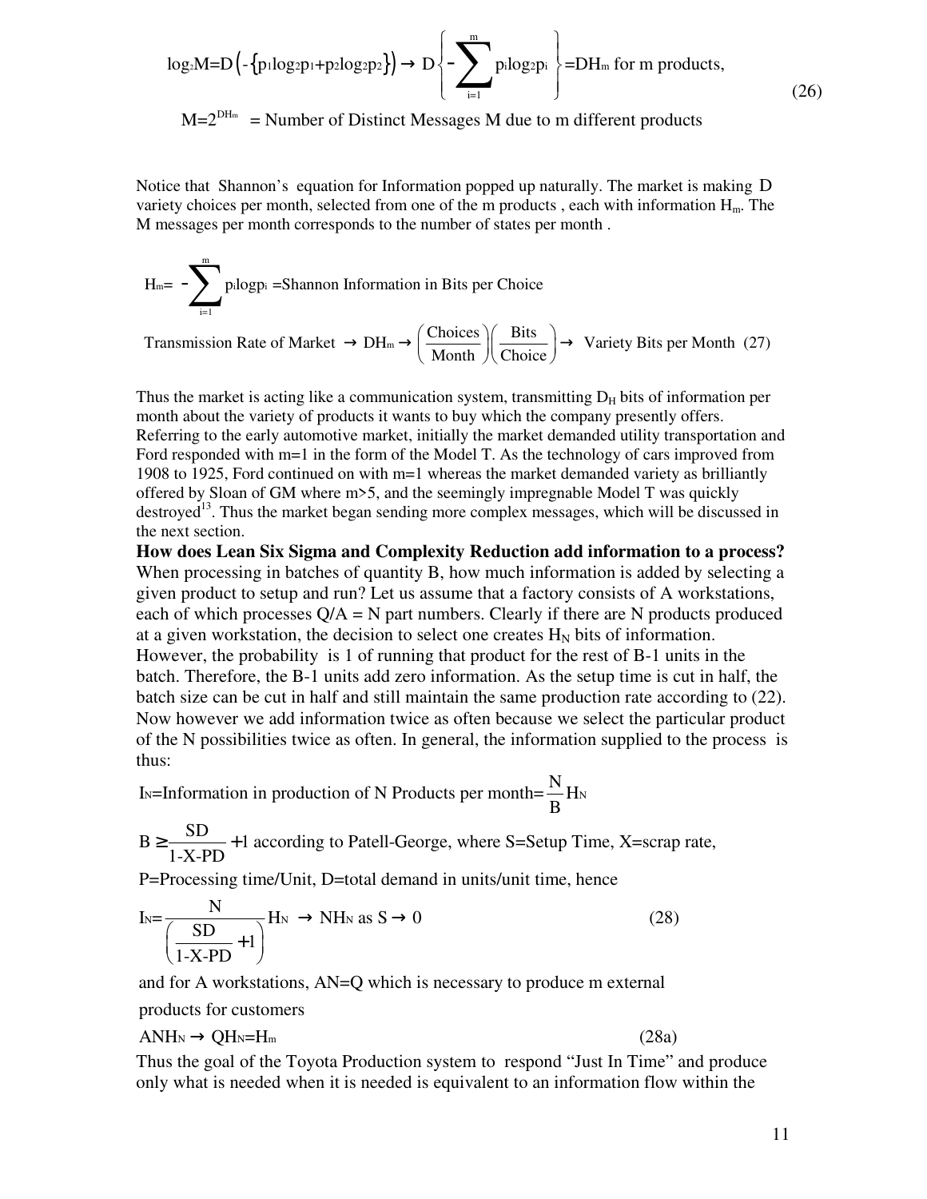$$\log_2 M = D\left(-\{p_1\log_2 p_1 + p_2\log_2 p_2\}\right) \rightarrow D\left\{-\sum_{i=1}^{m} p_i \log_2 p_i\right\} = DH_m \text{ for m products,} \tag{26}$$

$$M = 2^{DH_m} = \text{Number of Distinct Messages M due to m different products}$$

Notice that Shannon's equation for Information popped up naturally. The market is making D variety choices per month, selected from one of the m products , each with information $H_m$. The M messages per month corresponds to the number of states per month .

$$H_m = -\sum_{i=1}^{m} p_i \log p_i = \text{Shannon Information in Bits per Choice}$$

$$\text{Transmission Rate of Market} \rightarrow DH_m \rightarrow \left(\frac{\text{Choices}}{\text{Month}}\right)\left(\frac{\text{Bits}}{\text{Choice}}\right) \rightarrow \text{Variety Bits per Month} \tag{27}$$

Thus the market is acting like a communication system, transmitting $D_H$ bits of information per month about the variety of products it wants to buy which the company presently offers. Referring to the early automotive market, initially the market demanded utility transportation and Ford responded with m=1 in the form of the Model T. As the technology of cars improved from 1908 to 1925, Ford continued on with m=1 whereas the market demanded variety as brilliantly offered by Sloan of GM where m>5, and the seemingly impregnable Model T was quickly destroyed[13]. Thus the market began sending more complex messages, which will be discussed in the next section.

**How does Lean Six Sigma and Complexity Reduction add information to a process?**

When processing in batches of quantity B, how much information is added by selecting a given product to setup and run? Let us assume that a factory consists of A workstations, each of which processes Q/A = N part numbers. Clearly if there are N products produced at a given workstation, the decision to select one creates $H_N$ bits of information. However, the probability is 1 of running that product for the rest of B-1 units in the batch. Therefore, the B-1 units add zero information. As the setup time is cut in half, the batch size can be cut in half and still maintain the same production rate according to (22). Now however we add information twice as often because we select the particular product of the N possibilities twice as often. In general, the information supplied to the process is thus:

$$I_N = \text{Information in production of N Products per month} = \frac{N}{B} H_N$$

$B \geq \frac{SD}{1-X-PD} + 1$ according to Patell-George, where S=Setup Time, X=scrap rate, P=Processing time/Unit, D=total demand in units/unit time, hence

$$I_N = \frac{N}{\left(\frac{SD}{1-X-PD} + 1\right)} H_N \rightarrow NH_N \text{ as } S \rightarrow 0 \tag{28}$$

and for A workstations, AN=Q which is necessary to produce m external products for customers

$$ANH_N \rightarrow QH_N = H_m \tag{28a}$$

Thus the goal of the Toyota Production system to respond "Just In Time" and produce only what is needed when it is needed is equivalent to an information flow within the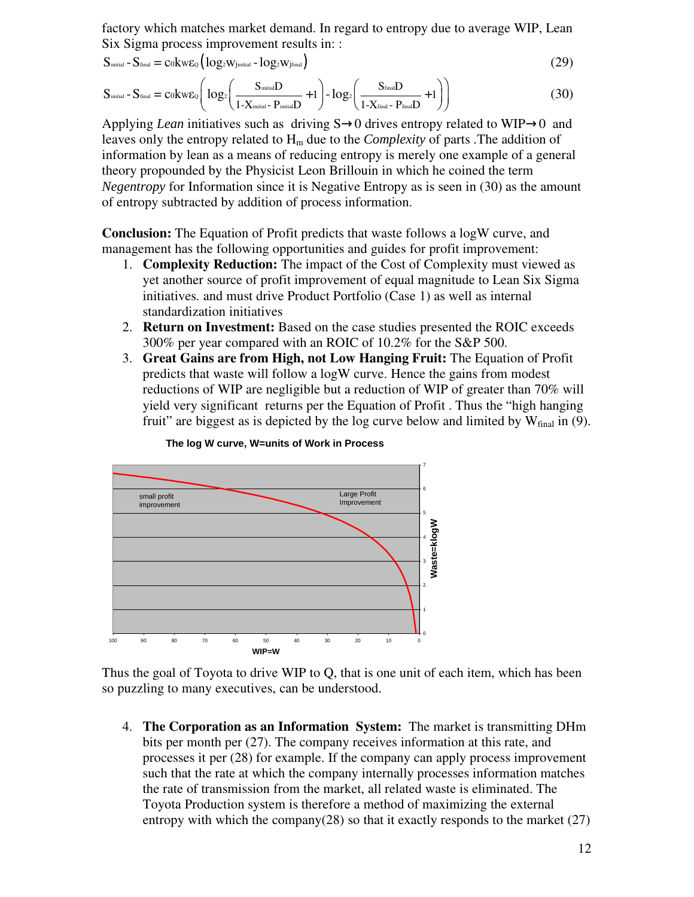factory which matches market demand. In regard to entropy due to average WIP, Lean Six Sigma process improvement results in: :

$$S_{initial} - S_{final} = c_0 k w \varepsilon_Q \left(\log_2 w_{jinitial} - \log_2 w_{jfinal}\right) \tag{29}$$

$$S_{initial} - S_{final} = c_0 k w \varepsilon_Q \left( \log_2\left(\frac{S_{initial}D}{1-X_{initial} - P_{initial}D} + 1\right) - \log_2\left(\frac{S_{final}D}{1-X_{final} - P_{final}D} + 1\right)\right) \tag{30}$$

Applying *Lean* initiatives such as driving $S \rightarrow 0$ drives entropy related to $WIP \rightarrow 0$ and leaves only the entropy related to $H_m$ due to the *Complexity* of parts .The addition of information by lean as a means of reducing entropy is merely one example of a general theory propounded by the Physicist Leon Brillouin in which he coined the term *Negentropy* for Information since it is Negative Entropy as is seen in (30) as the amount of entropy subtracted by addition of process information.

**Conclusion:** The Equation of Profit predicts that waste follows a logW curve, and management has the following opportunities and guides for profit improvement:

1. **Complexity Reduction:** The impact of the Cost of Complexity must viewed as yet another source of profit improvement of equal magnitude to Lean Six Sigma initiatives. and must drive Product Portfolio (Case 1) as well as internal standardization initiatives
2. **Return on Investment:** Based on the case studies presented the ROIC exceeds 300% per year compared with an ROIC of 10.2% for the S&P 500.
3. **Great Gains are from High, not Low Hanging Fruit:** The Equation of Profit predicts that waste will follow a logW curve. Hence the gains from modest reductions of WIP are negligible but a reduction of WIP of greater than 70% will yield very significant returns per the Equation of Profit . Thus the "high hanging fruit" are biggest as is depicted by the log curve below and limited by $W_{final}$ in (9).

**The log W curve, W=units of Work in Process**

Thus the goal of Toyota to drive WIP to Q, that is one unit of each item, which has been so puzzling to many executives, can be understood.

4. **The Corporation as an Information System:** The market is transmitting DHm bits per month per (27). The company receives information at this rate, and processes it per (28) for example. If the company can apply process improvement such that the rate at which the company internally processes information matches the rate of transmission from the market, all related waste is eliminated. The Toyota Production system is therefore a method of maximizing the external entropy with which the company(28) so that it exactly responds to the market (27)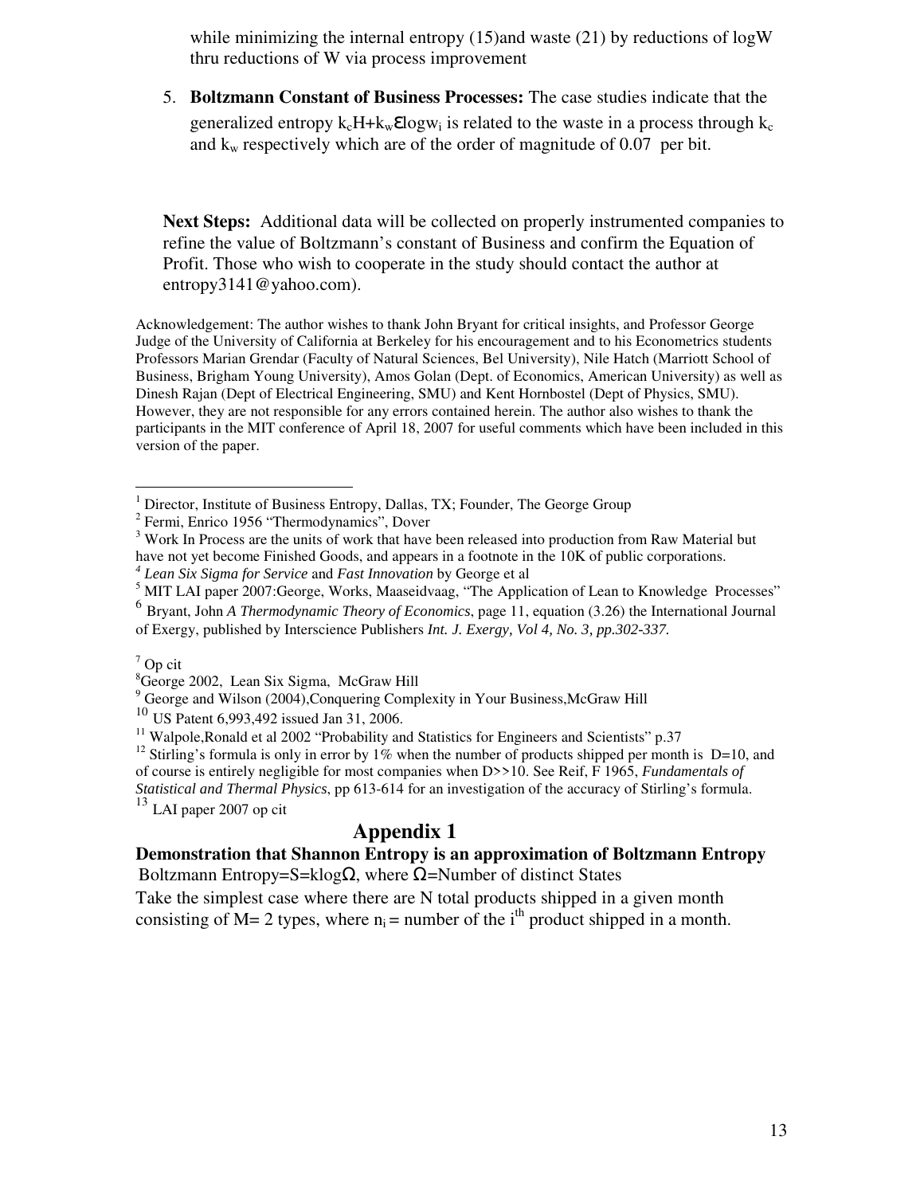while minimizing the internal entropy (15)and waste (21) by reductions of logW thru reductions of W via process improvement

5. **Boltzmann Constant of Business Processes:** The case studies indicate that the generalized entropy $k_c H + k_w \Sigma \log w_i$ is related to the waste in a process through $k_c$ and $k_w$ respectively which are of the order of magnitude of 0.07 per bit.

**Next Steps:** Additional data will be collected on properly instrumented companies to refine the value of Boltzmann's constant of Business and confirm the Equation of Profit. Those who wish to cooperate in the study should contact the author at entropy3141@yahoo.com).

Acknowledgement: The author wishes to thank John Bryant for critical insights, and Professor George Judge of the University of California at Berkeley for his encouragement and to his Econometrics students Professors Marian Grendar (Faculty of Natural Sciences, Bel University), Nile Hatch (Marriott School of Business, Brigham Young University), Amos Golan (Dept. of Economics, American University) as well as Dinesh Rajan (Dept of Electrical Engineering, SMU) and Kent Hornbostel (Dept of Physics, SMU). However, they are not responsible for any errors contained herein. The author also wishes to thank the participants in the MIT conference of April 18, 2007 for useful comments which have been included in this version of the paper.

---

[1] Director, Institute of Business Entropy, Dallas, TX; Founder, The George Group

[2] Fermi, Enrico 1956 "Thermodynamics", Dover

[3] Work In Process are the units of work that have been released into production from Raw Material but have not yet become Finished Goods, and appears in a footnote in the 10K of public corporations.

[4] *Lean Six Sigma for Service* and *Fast Innovation* by George et al

[5] MIT LAI paper 2007:George, Works, Maaseidvaag, "The Application of Lean to Knowledge Processes"

[6] Bryant, John *A Thermodynamic Theory of Economics*, page 11, equation (3.26) the International Journal of Exergy, published by Interscience Publishers *Int. J. Exergy, Vol 4, No. 3, pp.302-337.*

[7] Op cit

[8] George 2002, Lean Six Sigma, McGraw Hill

[9] George and Wilson (2004),Conquering Complexity in Your Business,McGraw Hill

[10] US Patent 6,993,492 issued Jan 31, 2006.

[11] Walpole,Ronald et al 2002 "Probability and Statistics for Engineers and Scientists" p.37

[12] Stirling's formula is only in error by 1% when the number of products shipped per month is D=10, and of course is entirely negligible for most companies when D>>10. See Reif, F 1965, *Fundamentals of Statistical and Thermal Physics*, pp 613-614 for an investigation of the accuracy of Stirling's formula.

[13] LAI paper 2007 op cit

# Appendix 1

**Demonstration that Shannon Entropy is an approximation of Boltzmann Entropy**

Boltzmann Entropy=$S = k\log\Omega$, where $\Omega$=Number of distinct States

Take the simplest case where there are N total products shipped in a given month consisting of M= 2 types, where $n_i$ = number of the $i^{th}$ product shipped in a month.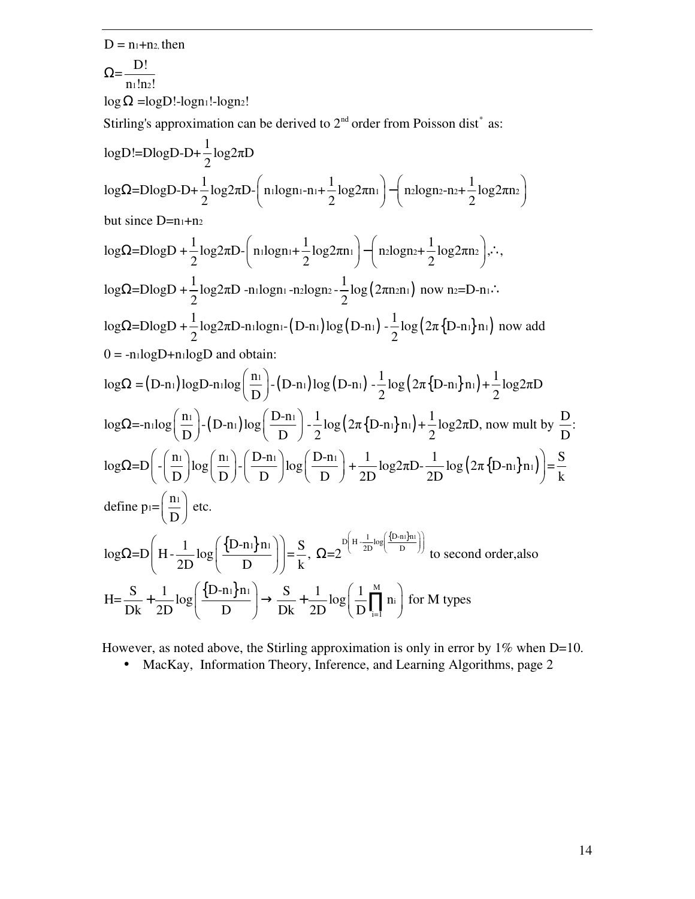$D = n_1+n_2$, then

$$\Omega=\frac{D!}{n_1!n_2!}$$

$\log\Omega = \log D! - \log n_1! - \log n_2!$

Stirling's approximation can be derived to 2[nd] order from Poisson dist[*] as:

$$\log D! = D\log D - D + \frac{1}{2}\log 2\pi D$$

$$\log\Omega = D\log D - D + \frac{1}{2}\log 2\pi D - \left(n_1\log n_1 - n_1 + \frac{1}{2}\log 2\pi n_1\right) - \left(n_2\log n_2 - n_2 + \frac{1}{2}\log 2\pi n_2\right)$$

but since $D=n_1+n_2$

$$\log\Omega = D\log D + \frac{1}{2}\log 2\pi D - \left(n_1\log n_1 + \frac{1}{2}\log 2\pi n_1\right) - \left(n_2\log n_2 + \frac{1}{2}\log 2\pi n_2\right), \therefore,$$

$$\log\Omega = D\log D + \frac{1}{2}\log 2\pi D - n_1\log n_1 - n_2\log n_2 - \frac{1}{2}\log\left(2\pi n_2 n_1\right) \text{ now } n_2 = D - n_1 \therefore$$

$$\log\Omega = D\log D + \frac{1}{2}\log 2\pi D - n_1\log n_1 - \left(D-n_1\right)\log\left(D-n_1\right) - \frac{1}{2}\log\left(2\pi\left\{D-n_1\right\}n_1\right) \text{ now add}$$

$0 = -n_1\log D + n_1\log D$ and obtain:

$$\log\Omega = \left(D-n_1\right)\log D - n_1\log\left(\frac{n_1}{D}\right) - \left(D-n_1\right)\log\left(D-n_1\right) - \frac{1}{2}\log\left(2\pi\left\{D-n_1\right\}n_1\right) + \frac{1}{2}\log 2\pi D$$

$$\log\Omega = -n_1\log\left(\frac{n_1}{D}\right) - \left(D-n_1\right)\log\left(\frac{D-n_1}{D}\right) - \frac{1}{2}\log\left(2\pi\left\{D-n_1\right\}n_1\right) + \frac{1}{2}\log 2\pi D, \text{ now mult by } \frac{D}{D}:$$

$$\log\Omega = D\left(-\left(\frac{n_1}{D}\right)\log\left(\frac{n_1}{D}\right) - \left(\frac{D-n_1}{D}\right)\log\left(\frac{D-n_1}{D}\right) + \frac{1}{2D}\log 2\pi D - \frac{1}{2D}\log\left(2\pi\left\{D-n_1\right\}n_1\right)\right) = \frac{S}{k}$$

define $p_1 = \left(\frac{n_1}{D}\right)$ etc.

$$\log\Omega = D\left(H - \frac{1}{2D}\log\left(\frac{\left\{D-n_1\right\}n_1}{D}\right)\right) = \frac{S}{k},\ \Omega = 2^{D\left(H - \frac{1}{2D}\log\left(\frac{\left\{D-n_1\right\}n_1}{D}\right)\right)} \text{ to second order, also}$$

$$H = \frac{S}{Dk} + \frac{1}{2D}\log\left(\frac{\left\{D-n_1\right\}n_1}{D}\right) \rightarrow \frac{S}{Dk} + \frac{1}{2D}\log\left(\frac{1}{D}\prod_{i=1}^{M} n_i\right) \text{ for M types}$$

However, as noted above, the Stirling approximation is only in error by 1% when D=10.

- MacKay, Information Theory, Inference, and Learning Algorithms, page 2